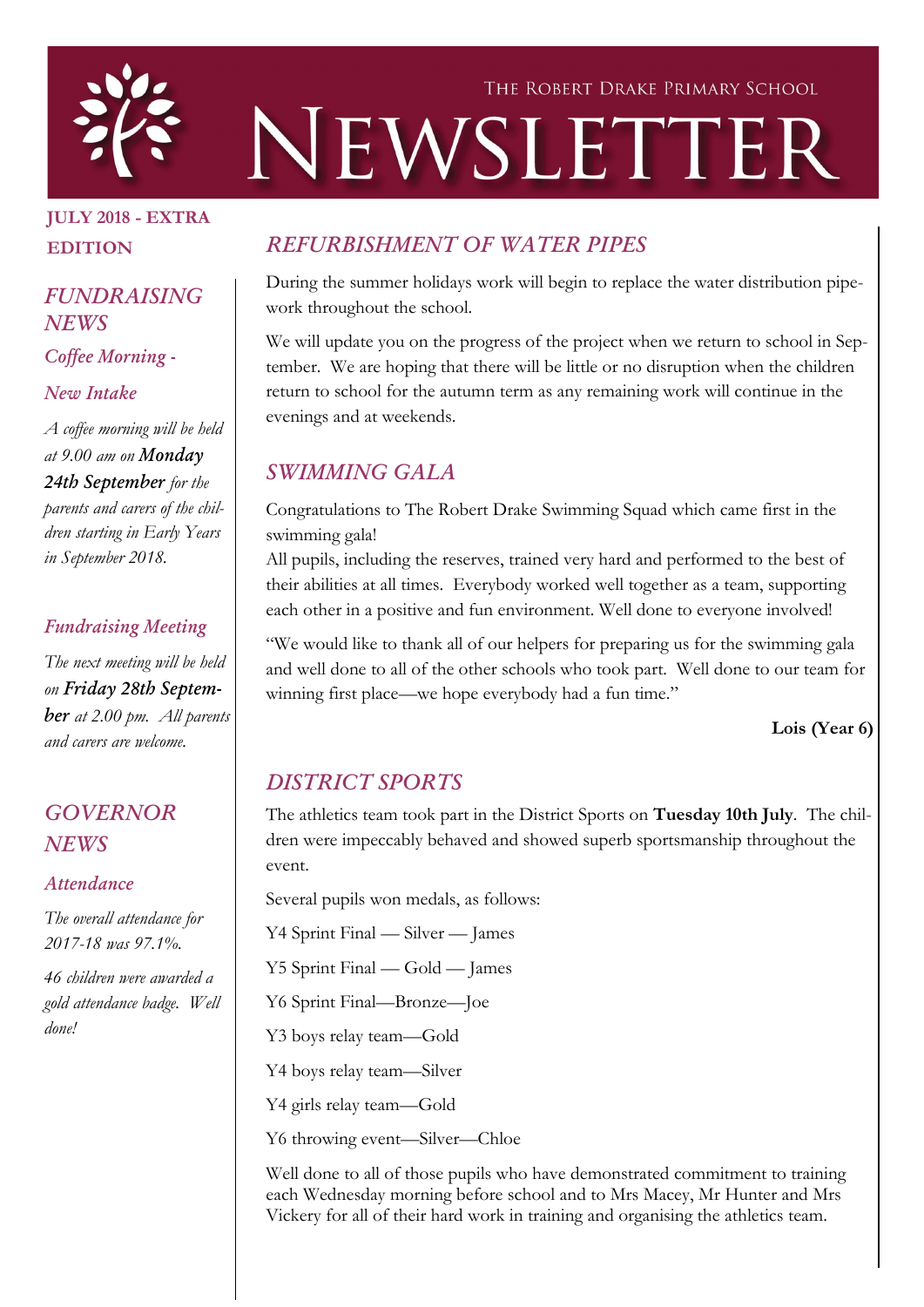# The Robert Drake Primary School Newsletter

**JULY 2018 - EXTRA EDITION**

## FUNDRAISING NEWS

### *Coffee Morning - New Intake*

*A coffee morning will be held at 9.00 am on* ***Monday 24th September*** *for the parents and carers of the children starting in Early Years in September 2018.*

### *Fundraising Meeting*

*The next meeting will be held on* ***Friday 28th September*** *at 2.00 pm. All parents and carers are welcome.*

## GOVERNOR NEWS

### *Attendance*

*The overall attendance for 2017-18 was 97.1%.*

*46 children were awarded a gold attendance badge. Well done!*

## REFURBISHMENT OF WATER PIPES

During the summer holidays work will begin to replace the water distribution pipework throughout the school.

We will update you on the progress of the project when we return to school in September. We are hoping that there will be little or no disruption when the children return to school for the autumn term as any remaining work will continue in the evenings and at weekends.

## SWIMMING GALA

Congratulations to The Robert Drake Swimming Squad which came first in the swimming gala!

All pupils, including the reserves, trained very hard and performed to the best of their abilities at all times. Everybody worked well together as a team, supporting each other in a positive and fun environment. Well done to everyone involved!

"We would like to thank all of our helpers for preparing us for the swimming gala and well done to all of the other schools who took part. Well done to our team for winning first place—we hope everybody had a fun time."

**Lois (Year 6)**

## DISTRICT SPORTS

The athletics team took part in the District Sports on **Tuesday 10th July**. The children were impeccably behaved and showed superb sportsmanship throughout the event.

Several pupils won medals, as follows:

Y4 Sprint Final — Silver — James

Y5 Sprint Final — Gold — James

Y6 Sprint Final—Bronze—Joe

Y3 boys relay team—Gold

Y4 boys relay team—Silver

Y4 girls relay team—Gold

Y6 throwing event—Silver—Chloe

Well done to all of those pupils who have demonstrated commitment to training each Wednesday morning before school and to Mrs Macey, Mr Hunter and Mrs Vickery for all of their hard work in training and organising the athletics team.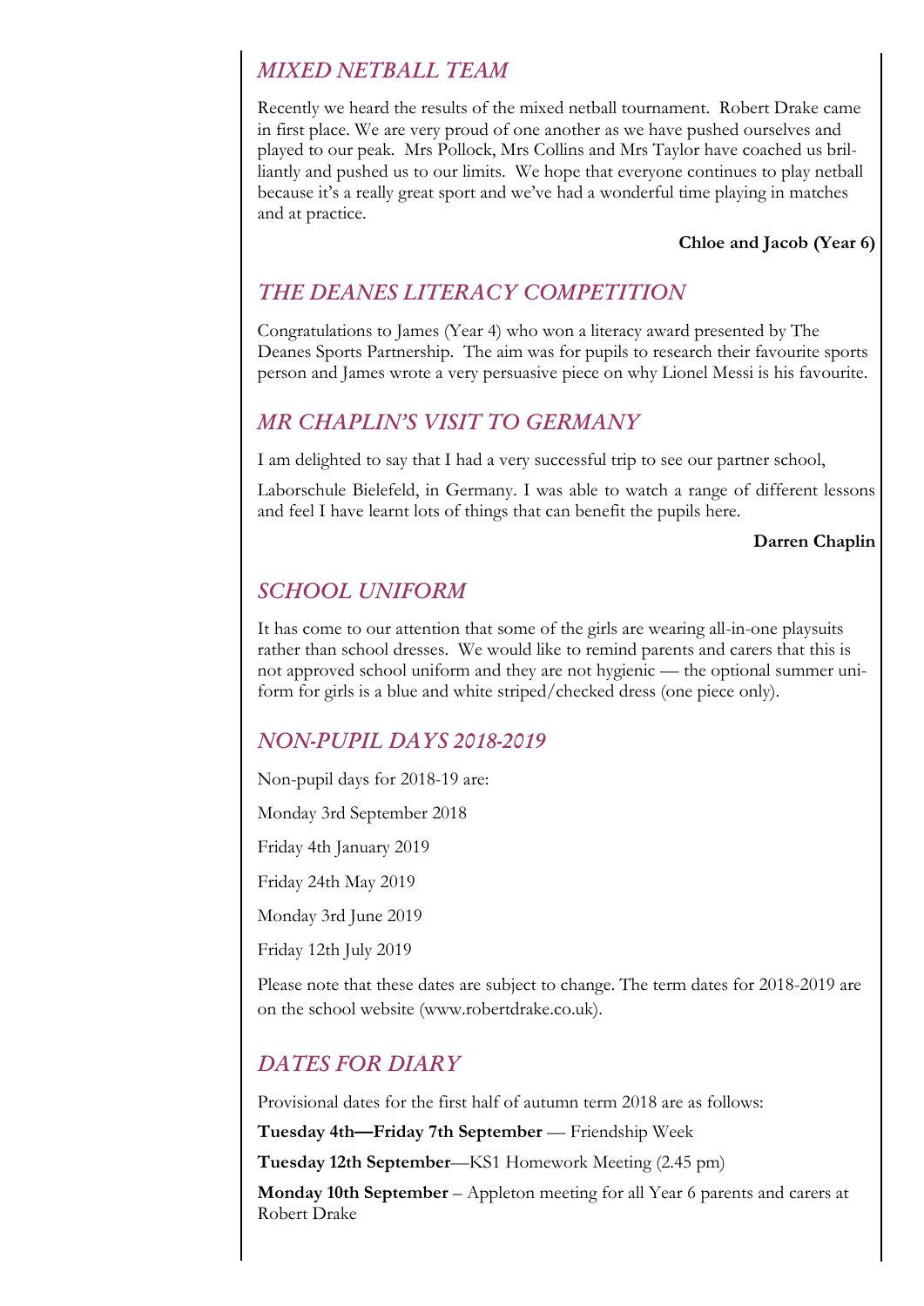## *MIXED NETBALL TEAM*

Recently we heard the results of the mixed netball tournament. Robert Drake came in first place. We are very proud of one another as we have pushed ourselves and played to our peak. Mrs Pollock, Mrs Collins and Mrs Taylor have coached us brilliantly and pushed us to our limits. We hope that everyone continues to play netball because it's a really great sport and we've had a wonderful time playing in matches and at practice.

**Chloe and Jacob (Year 6)**

## *THE DEANES LITERACY COMPETITION*

Congratulations to James (Year 4) who won a literacy award presented by The Deanes Sports Partnership. The aim was for pupils to research their favourite sports person and James wrote a very persuasive piece on why Lionel Messi is his favourite.

## *MR CHAPLIN'S VISIT TO GERMANY*

I am delighted to say that I had a very successful trip to see our partner school, Laborschule Bielefeld, in Germany. I was able to watch a range of different lessons and feel I have learnt lots of things that can benefit the pupils here.

**Darren Chaplin**

## *SCHOOL UNIFORM*

It has come to our attention that some of the girls are wearing all-in-one playsuits rather than school dresses. We would like to remind parents and carers that this is not approved school uniform and they are not hygienic — the optional summer uniform for girls is a blue and white striped/checked dress (one piece only).

## *NON-PUPIL DAYS 2018-2019*

Non-pupil days for 2018-19 are:

Monday 3rd September 2018

Friday 4th January 2019

Friday 24th May 2019

Monday 3rd June 2019

Friday 12th July 2019

Please note that these dates are subject to change. The term dates for 2018-2019 are on the school website (www.robertdrake.co.uk).

## *DATES FOR DIARY*

Provisional dates for the first half of autumn term 2018 are as follows:

**Tuesday 4th—Friday 7th September** — Friendship Week

**Tuesday 12th September**—KS1 Homework Meeting (2.45 pm)

**Monday 10th September** – Appleton meeting for all Year 6 parents and carers at Robert Drake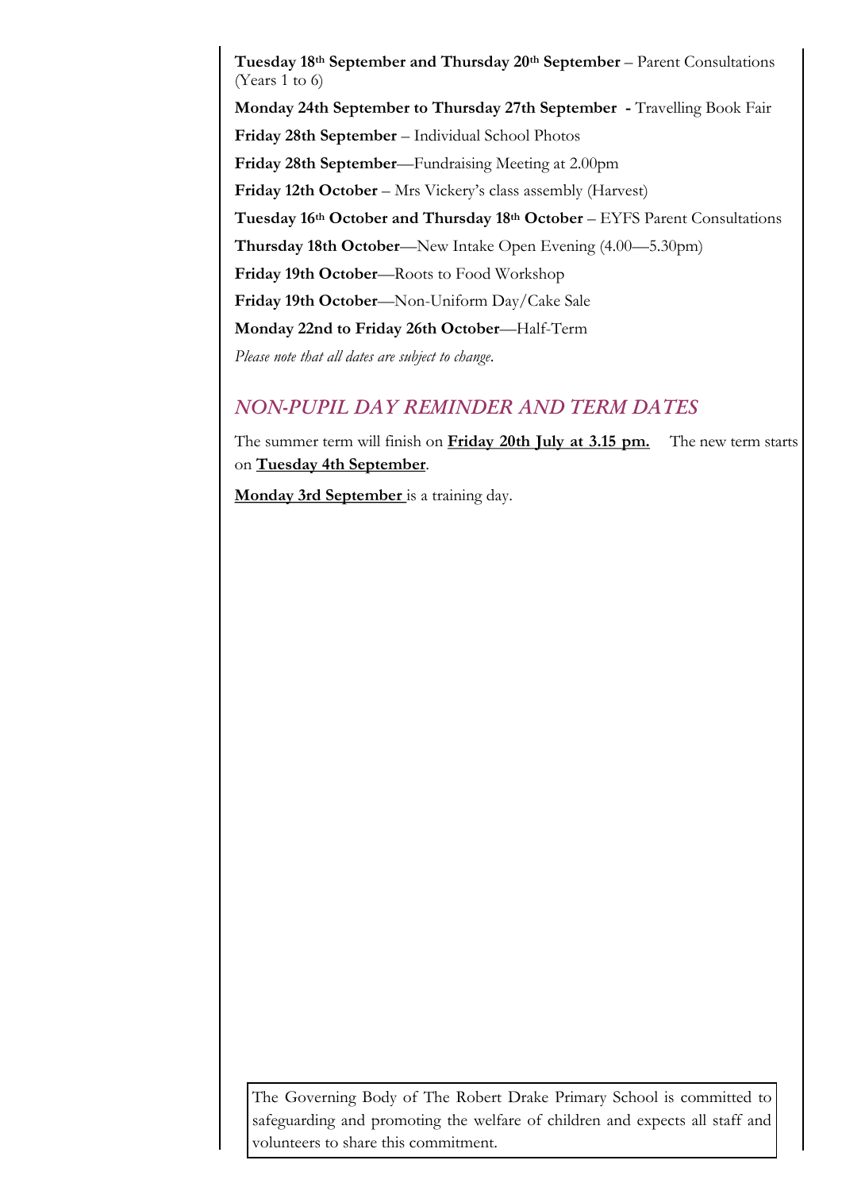**Tuesday 18th September and Thursday 20th September** – Parent Consultations (Years 1 to 6)

**Monday 24th September to Thursday 27th September -** Travelling Book Fair

**Friday 28th September** – Individual School Photos

**Friday 28th September**—Fundraising Meeting at 2.00pm

**Friday 12th October** – Mrs Vickery's class assembly (Harvest)

**Tuesday 16th October and Thursday 18th October** – EYFS Parent Consultations

**Thursday 18th October**—New Intake Open Evening (4.00—5.30pm)

**Friday 19th October**—Roots to Food Workshop

**Friday 19th October**—Non-Uniform Day/Cake Sale

**Monday 22nd to Friday 26th October**—Half-Term

*Please note that all dates are subject to change.*

## *NON-PUPIL DAY REMINDER AND TERM DATES*

The summer term will finish on **Friday 20th July at 3.15 pm.** The new term starts on **Tuesday 4th September**.

**Monday 3rd September** is a training day.

The Governing Body of The Robert Drake Primary School is committed to safeguarding and promoting the welfare of children and expects all staff and volunteers to share this commitment.